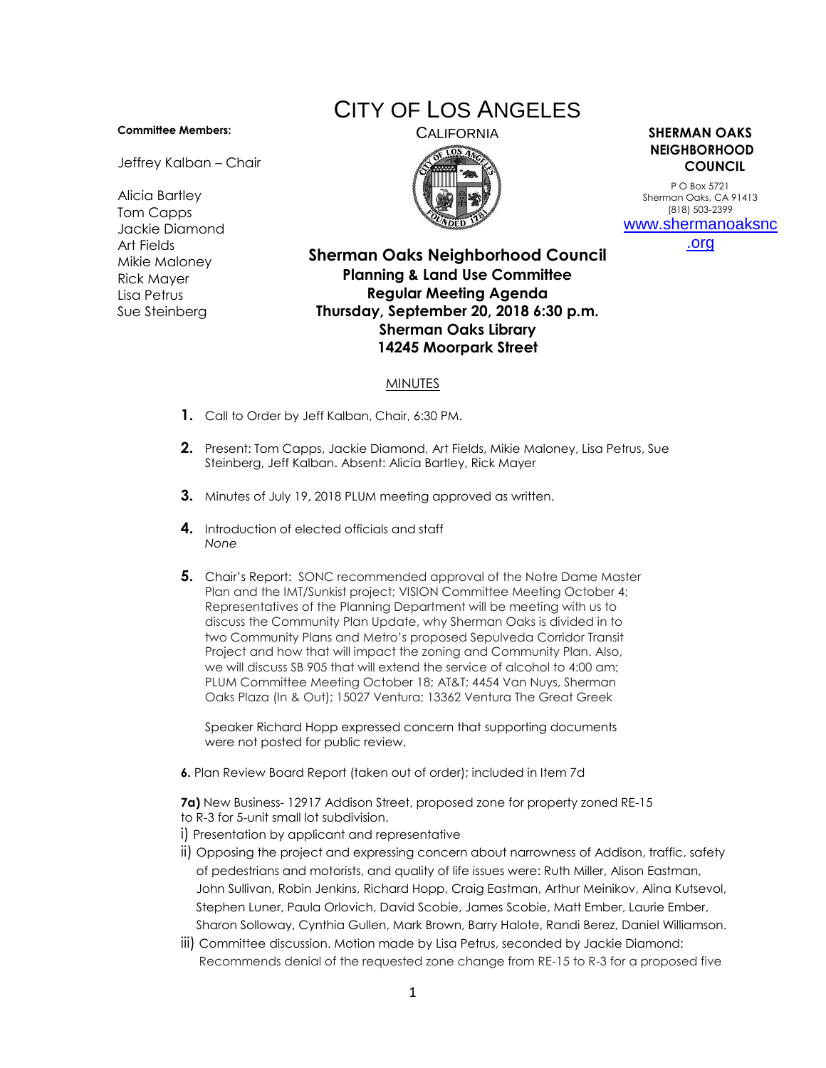# CITY OF LOS ANGELES

CALIFORNIA

**Committee Members:**

Jeffrey Kalban – Chair

Alicia Bartley
Tom Capps
Jackie Diamond
Art Fields
Mikie Maloney
Rick Mayer
Lisa Petrus
Sue Steinberg

**SHERMAN OAKS NEIGHBORHOOD COUNCIL**

P O Box 5721
Sherman Oaks, CA 91413
(818) 503-2399
www.shermanoaksnc.org

**Sherman Oaks Neighborhood Council**
**Planning & Land Use Committee**
**Regular Meeting Agenda**
**Thursday, September 20, 2018 6:30 p.m.**
**Sherman Oaks Library**
**14245 Moorpark Street**

MINUTES

1. Call to Order by Jeff Kalban, Chair, 6:30 PM.

2. Present: Tom Capps, Jackie Diamond, Art Fields, Mikie Maloney, Lisa Petrus, Sue Steinberg, Jeff Kalban. Absent: Alicia Bartley, Rick Mayer

3. Minutes of July 19, 2018 PLUM meeting approved as written.

4. Introduction of elected officials and staff
   *None*

5. Chair's Report: SONC recommended approval of the Notre Dame Master Plan and the IMT/Sunkist project; VISION Committee Meeting October 4; Representatives of the Planning Department will be meeting with us to discuss the Community Plan Update, why Sherman Oaks is divided in to two Community Plans and Metro's proposed Sepulveda Corridor Transit Project and how that will impact the zoning and Community Plan. Also, we will discuss SB 905 that will extend the service of alcohol to 4:00 am; PLUM Committee Meeting October 18; AT&T; 4454 Van Nuys, Sherman Oaks Plaza (In & Out); 15027 Ventura; 13362 Ventura The Great Greek

   Speaker Richard Hopp expressed concern that supporting documents were not posted for public review.

**6.** Plan Review Board Report (taken out of order); included in Item 7d

**7a)** New Business- 12917 Addison Street, proposed zone for property zoned RE-15 to R-3 for 5-unit small lot subdivision.

i) Presentation by applicant and representative

ii) Opposing the project and expressing concern about narrowness of Addison, traffic, safety of pedestrians and motorists, and quality of life issues were: Ruth Miller, Alison Eastman, John Sullivan, Robin Jenkins, Richard Hopp, Craig Eastman, Arthur Meinikov, Alina Kutsevol, Stephen Luner, Paula Orlovich, David Scobie, James Scobie, Matt Ember, Laurie Ember, Sharon Solloway, Cynthia Gullen, Mark Brown, Barry Halote, Randi Berez, Daniel Williamson.

iii) Committee discussion. Motion made by Lisa Petrus, seconded by Jackie Diamond: Recommends denial of the requested zone change from RE-15 to R-3 for a proposed five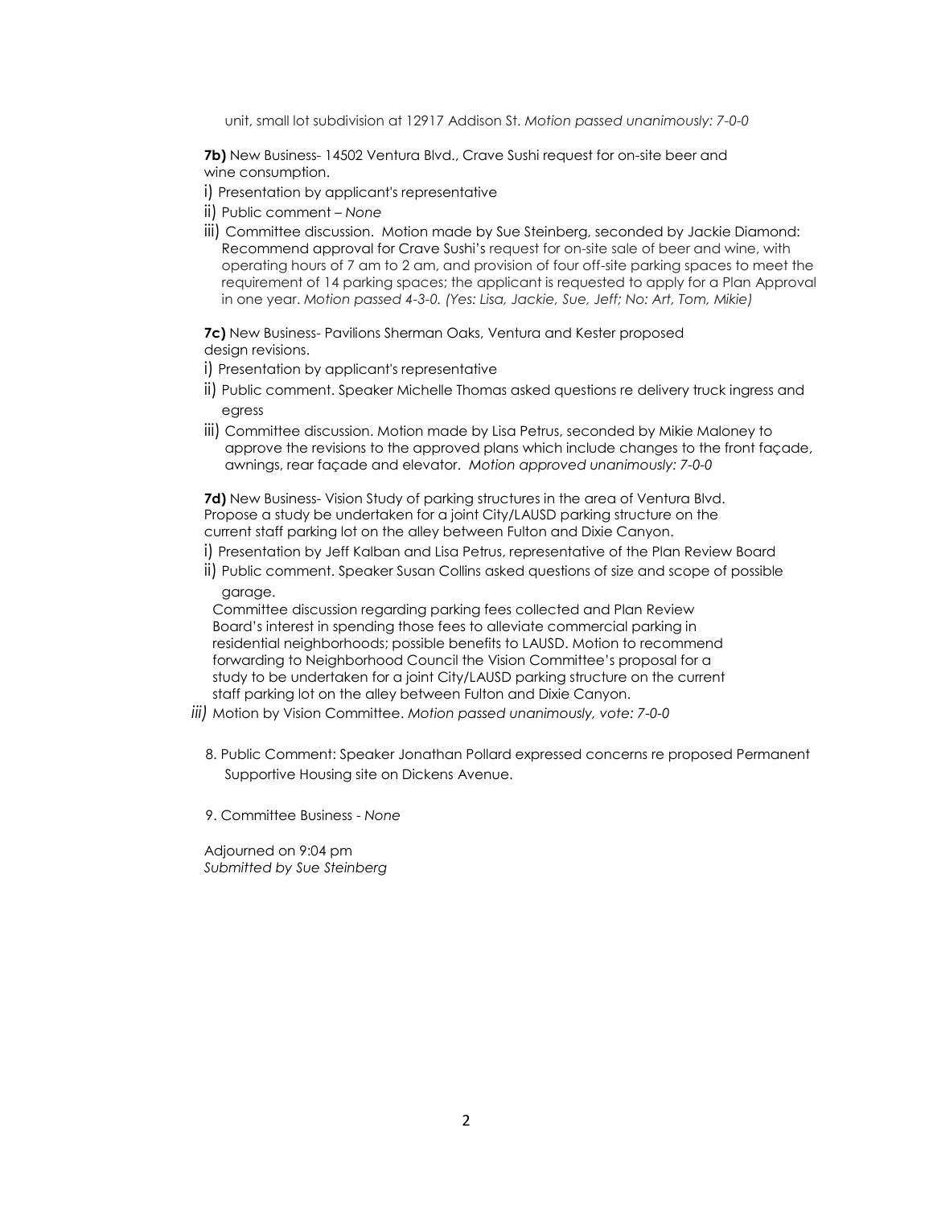unit, small lot subdivision at 12917 Addison St. *Motion passed unanimously: 7-0-0*

**7b)** New Business- 14502 Ventura Blvd., Crave Sushi request for on-site beer and wine consumption.

i) Presentation by applicant's representative

ii) Public comment – *None*

iii) Committee discussion. Motion made by Sue Steinberg, seconded by Jackie Diamond: Recommend approval for Crave Sushi's request for on-site sale of beer and wine, with operating hours of 7 am to 2 am, and provision of four off-site parking spaces to meet the requirement of 14 parking spaces; the applicant is requested to apply for a Plan Approval in one year. *Motion passed 4-3-0. (Yes: Lisa, Jackie, Sue, Jeff; No: Art, Tom, Mikie)*

**7c)** New Business- Pavilions Sherman Oaks, Ventura and Kester proposed design revisions.

i) Presentation by applicant's representative

ii) Public comment. Speaker Michelle Thomas asked questions re delivery truck ingress and egress

iii) Committee discussion. Motion made by Lisa Petrus, seconded by Mikie Maloney to approve the revisions to the approved plans which include changes to the front façade, awnings, rear façade and elevator. *Motion approved unanimously: 7-0-0*

**7d)** New Business- Vision Study of parking structures in the area of Ventura Blvd. Propose a study be undertaken for a joint City/LAUSD parking structure on the current staff parking lot on the alley between Fulton and Dixie Canyon.

i) Presentation by Jeff Kalban and Lisa Petrus, representative of the Plan Review Board

ii) Public comment. Speaker Susan Collins asked questions of size and scope of possible garage.

Committee discussion regarding parking fees collected and Plan Review Board's interest in spending those fees to alleviate commercial parking in residential neighborhoods; possible benefits to LAUSD. Motion to recommend forwarding to Neighborhood Council the Vision Committee's proposal for a study to be undertaken for a joint City/LAUSD parking structure on the current staff parking lot on the alley between Fulton and Dixie Canyon.

*iii)* Motion by Vision Committee. *Motion passed unanimously, vote: 7-0-0*

8. Public Comment: Speaker Jonathan Pollard expressed concerns re proposed Permanent Supportive Housing site on Dickens Avenue.

9. Committee Business - *None*

Adjourned on 9:04 pm
*Submitted by Sue Steinberg*